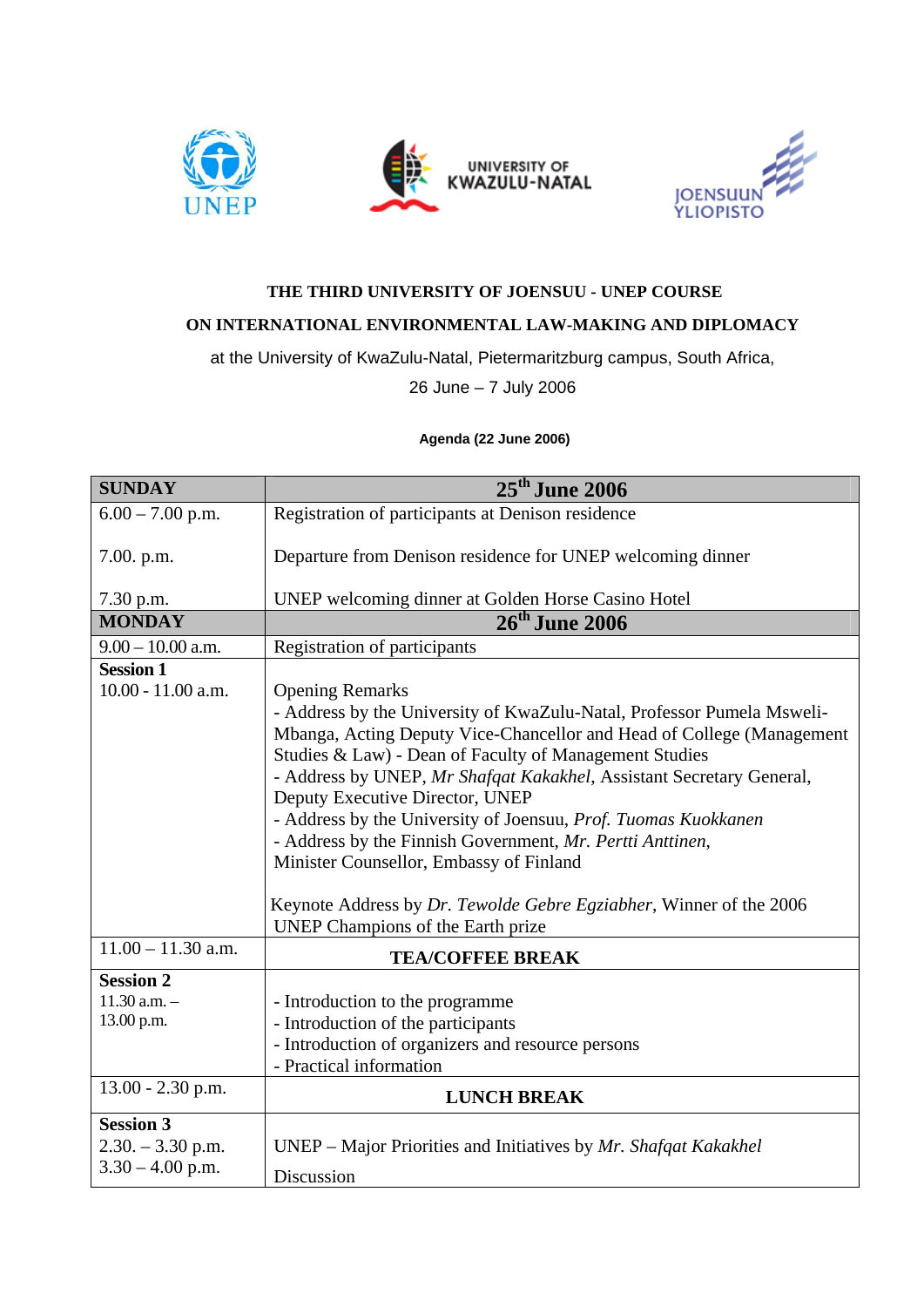UNEP · UNIVERSITY OF KWAZULU-NATAL · JOENSUUN YLIOPISTO

**THE THIRD UNIVERSITY OF JOENSUU - UNEP COURSE**

**ON INTERNATIONAL ENVIRONMENTAL LAW-MAKING AND DIPLOMACY**

at the University of KwaZulu-Natal, Pietermaritzburg campus, South Africa,

26 June – 7 July 2006

**Agenda (22 June 2006)**

| **SUNDAY** | **25th June 2006** |
|---|---|
| 6.00 – 7.00 p.m.<br><br>7.00. p.m.<br><br>7.30 p.m. | Registration of participants at Denison residence<br><br>Departure from Denison residence for UNEP welcoming dinner<br><br>UNEP welcoming dinner at Golden Horse Casino Hotel |
| **MONDAY** | **26th June 2006** |
| 9.00 – 10.00 a.m. | Registration of participants |
| **Session 1**<br>10.00 - 11.00 a.m. | Opening Remarks<br>- Address by the University of KwaZulu-Natal, Professor Pumela Msweli-Mbanga, Acting Deputy Vice-Chancellor and Head of College (Management Studies & Law) - Dean of Faculty of Management Studies<br>- Address by UNEP, *Mr Shafqat Kakakhel*, Assistant Secretary General, Deputy Executive Director, UNEP<br>- Address by the University of Joensuu, *Prof. Tuomas Kuokkanen*<br>- Address by the Finnish Government, *Mr. Pertti Anttinen*, Minister Counsellor, Embassy of Finland<br><br>Keynote Address by *Dr. Tewolde Gebre Egziabher*, Winner of the 2006 UNEP Champions of the Earth prize |
| 11.00 – 11.30 a.m. | **TEA/COFFEE BREAK** |
| **Session 2**<br>11.30 a.m. –<br>13.00 p.m. | - Introduction to the programme<br>- Introduction of the participants<br>- Introduction of organizers and resource persons<br>- Practical information |
| 13.00 - 2.30 p.m. | **LUNCH BREAK** |
| **Session 3**<br>2.30. – 3.30 p.m.<br>3.30 – 4.00 p.m. | UNEP – Major Priorities and Initiatives by *Mr. Shafqat Kakakhel*<br>Discussion |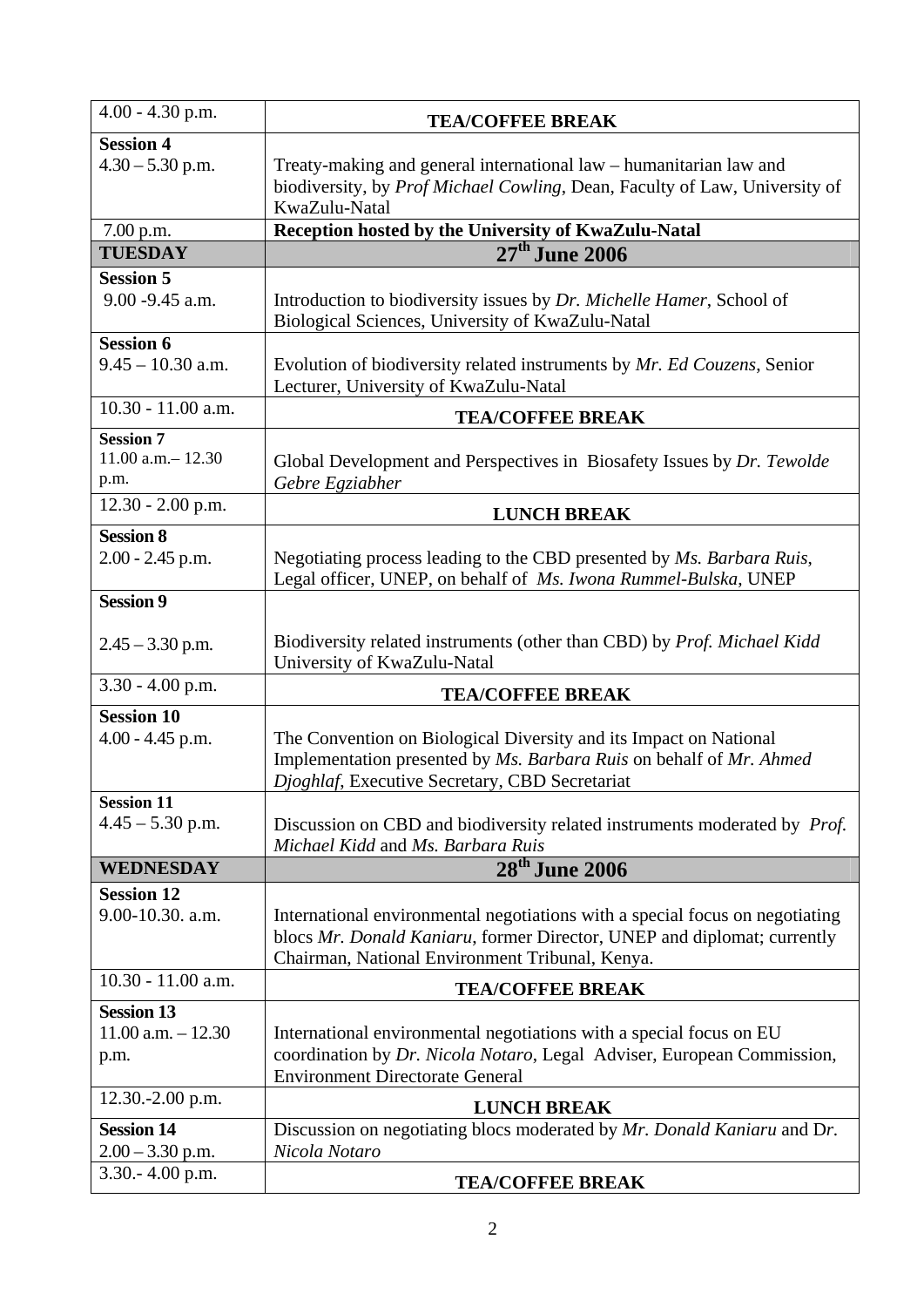| | |
|---|---|
| 4.00 - 4.30 p.m. | **TEA/COFFEE BREAK** |
| **Session 4**<br>4.30 – 5.30 p.m. | Treaty-making and general international law – humanitarian law and biodiversity, by *Prof Michael Cowling*, Dean, Faculty of Law, University of KwaZulu-Natal |
| 7.00 p.m. | **Reception hosted by the University of KwaZulu-Natal** |
| **TUESDAY** | **27th June 2006** |
| **Session 5**<br>9.00 -9.45 a.m. | Introduction to biodiversity issues by *Dr. Michelle Hamer*, School of Biological Sciences, University of KwaZulu-Natal |
| **Session 6**<br>9.45 – 10.30 a.m. | Evolution of biodiversity related instruments by *Mr. Ed Couzens*, Senior Lecturer, University of KwaZulu-Natal |
| 10.30 - 11.00 a.m. | **TEA/COFFEE BREAK** |
| **Session 7**<br>11.00 a.m.– 12.30 p.m. | Global Development and Perspectives in Biosafety Issues by *Dr. Tewolde Gebre Egziabher* |
| 12.30 - 2.00 p.m. | **LUNCH BREAK** |
| **Session 8**<br>2.00 - 2.45 p.m. | Negotiating process leading to the CBD presented by *Ms. Barbara Ruis*, Legal officer, UNEP, on behalf of *Ms. Iwona Rummel-Bulska*, UNEP |
| **Session 9**<br>2.45 – 3.30 p.m. | Biodiversity related instruments (other than CBD) by *Prof. Michael Kidd* University of KwaZulu-Natal |
| 3.30 - 4.00 p.m. | **TEA/COFFEE BREAK** |
| **Session 10**<br>4.00 - 4.45 p.m. | The Convention on Biological Diversity and its Impact on National Implementation presented by *Ms. Barbara Ruis* on behalf of *Mr. Ahmed Djoghlaf*, Executive Secretary, CBD Secretariat |
| **Session 11**<br>4.45 – 5.30 p.m. | Discussion on CBD and biodiversity related instruments moderated by *Prof. Michael Kidd* and *Ms. Barbara Ruis* |
| **WEDNESDAY** | **28th June 2006** |
| **Session 12**<br>9.00-10.30. a.m. | International environmental negotiations with a special focus on negotiating blocs *Mr. Donald Kaniaru*, former Director, UNEP and diplomat; currently Chairman, National Environment Tribunal, Kenya. |
| 10.30 - 11.00 a.m. | **TEA/COFFEE BREAK** |
| **Session 13**<br>11.00 a.m. – 12.30 p.m. | International environmental negotiations with a special focus on EU coordination by *Dr. Nicola Notaro*, Legal Adviser, European Commission, Environment Directorate General |
| 12.30.-2.00 p.m. | **LUNCH BREAK** |
| **Session 14**<br>2.00 – 3.30 p.m. | Discussion on negotiating blocs moderated by *Mr. Donald Kaniaru* and Dr. *Nicola Notaro* |
| 3.30.- 4.00 p.m. | **TEA/COFFEE BREAK** |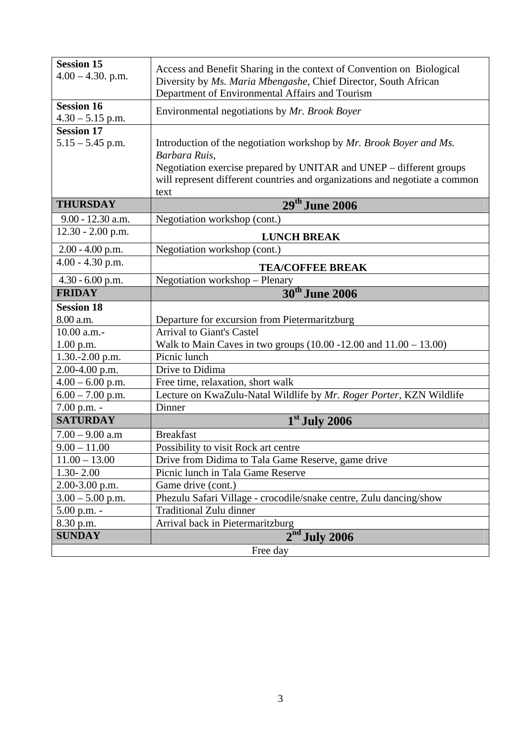| | |
|---|---|
| **Session 15**<br>4.00 – 4.30. p.m. | Access and Benefit Sharing in the context of Convention on Biological Diversity by *Ms. Maria Mbengashe*, Chief Director, South African Department of Environmental Affairs and Tourism |
| **Session 16**<br>4.30 – 5.15 p.m. | Environmental negotiations by *Mr. Brook Boyer* |
| **Session 17**<br>5.15 – 5.45 p.m. | Introduction of the negotiation workshop by *Mr. Brook Boyer and Ms. Barbara Ruis*,<br>Negotiation exercise prepared by UNITAR and UNEP – different groups will represent different countries and organizations and negotiate a common text |
| **THURSDAY** | **29th June 2006** |
| 9.00 - 12.30 a.m. | Negotiation workshop (cont.) |
| 12.30 - 2.00 p.m. | **LUNCH BREAK** |
| 2.00 - 4.00 p.m. | Negotiation workshop (cont.) |
| 4.00 - 4.30 p.m. | **TEA/COFFEE BREAK** |
| 4.30 - 6.00 p.m. | Negotiation workshop – Plenary |
| **FRIDAY** | **30th June 2006** |
| **Session 18**<br>8.00 a.m. | Departure for excursion from Pietermaritzburg |
| 10.00 a.m.-<br>1.00 p.m. | Arrival to Giant's Castel<br>Walk to Main Caves in two groups (10.00 -12.00 and 11.00 – 13.00) |
| 1.30.-2.00 p.m. | Picnic lunch |
| 2.00-4.00 p.m. | Drive to Didima |
| 4.00 – 6.00 p.m. | Free time, relaxation, short walk |
| 6.00 – 7.00 p.m. | Lecture on KwaZulu-Natal Wildlife by *Mr. Roger Porter*, KZN Wildlife |
| 7.00 p.m. - | Dinner |
| **SATURDAY** | **1st July 2006** |
| 7.00 – 9.00 a.m | Breakfast |
| 9.00 – 11.00 | Possibility to visit Rock art centre |
| 11.00 – 13.00 | Drive from Didima to Tala Game Reserve, game drive |
| 1.30- 2.00 | Picnic lunch in Tala Game Reserve |
| 2.00-3.00 p.m. | Game drive (cont.) |
| 3.00 – 5.00 p.m. | Phezulu Safari Village - crocodile/snake centre, Zulu dancing/show |
| 5.00 p.m. - | Traditional Zulu dinner |
| 8.30 p.m. | Arrival back in Pietermaritzburg |
| **SUNDAY** | **2nd July 2006** |
| Free day | |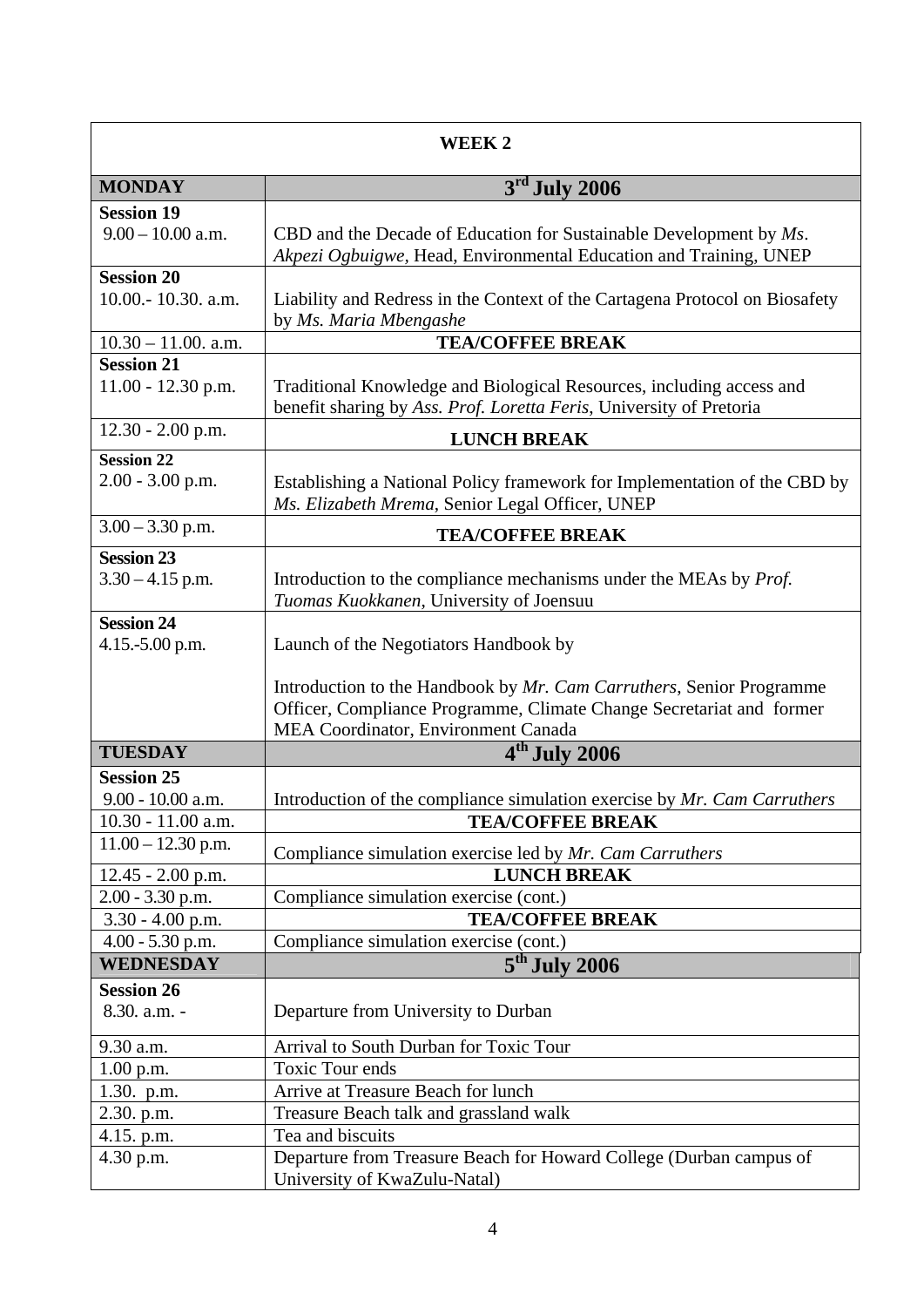| WEEK 2 | |
|---|---|
| **MONDAY** | **3rd July 2006** |
| **Session 19**<br>9.00 – 10.00 a.m. | CBD and the Decade of Education for Sustainable Development by *Ms. Akpezi Ogbuigwe*, Head, Environmental Education and Training, UNEP |
| **Session 20**<br>10.00.- 10.30. a.m. | Liability and Redress in the Context of the Cartagena Protocol on Biosafety by *Ms. Maria Mbengashe* |
| 10.30 – 11.00. a.m. | **TEA/COFFEE BREAK** |
| **Session 21**<br>11.00 - 12.30 p.m. | Traditional Knowledge and Biological Resources, including access and benefit sharing by *Ass. Prof. Loretta Feris*, University of Pretoria |
| 12.30 - 2.00 p.m. | **LUNCH BREAK** |
| **Session 22**<br>2.00 - 3.00 p.m. | Establishing a National Policy framework for Implementation of the CBD by *Ms. Elizabeth Mrema*, Senior Legal Officer, UNEP |
| 3.00 – 3.30 p.m. | **TEA/COFFEE BREAK** |
| **Session 23**<br>3.30 – 4.15 p.m. | Introduction to the compliance mechanisms under the MEAs by *Prof. Tuomas Kuokkanen*, University of Joensuu |
| **Session 24**<br>4.15.-5.00 p.m. | Launch of the Negotiators Handbook by<br><br>Introduction to the Handbook by *Mr. Cam Carruthers*, Senior Programme Officer, Compliance Programme, Climate Change Secretariat and former MEA Coordinator, Environment Canada |
| **TUESDAY** | **4th July 2006** |
| **Session 25**<br>9.00 - 10.00 a.m. | Introduction of the compliance simulation exercise by *Mr. Cam Carruthers* |
| 10.30 - 11.00 a.m. | **TEA/COFFEE BREAK** |
| 11.00 – 12.30 p.m. | Compliance simulation exercise led by *Mr. Cam Carruthers* |
| 12.45 - 2.00 p.m. | **LUNCH BREAK** |
| 2.00 - 3.30 p.m. | Compliance simulation exercise (cont.) |
| 3.30 - 4.00 p.m. | **TEA/COFFEE BREAK** |
| 4.00 - 5.30 p.m. | Compliance simulation exercise (cont.) |
| **WEDNESDAY** | **5th July 2006** |
| **Session 26**<br>8.30. a.m. - | Departure from University to Durban |
| 9.30 a.m. | Arrival to South Durban for Toxic Tour |
| 1.00 p.m. | Toxic Tour ends |
| 1.30. p.m. | Arrive at Treasure Beach for lunch |
| 2.30. p.m. | Treasure Beach talk and grassland walk |
| 4.15. p.m. | Tea and biscuits |
| 4.30 p.m. | Departure from Treasure Beach for Howard College (Durban campus of University of KwaZulu-Natal) |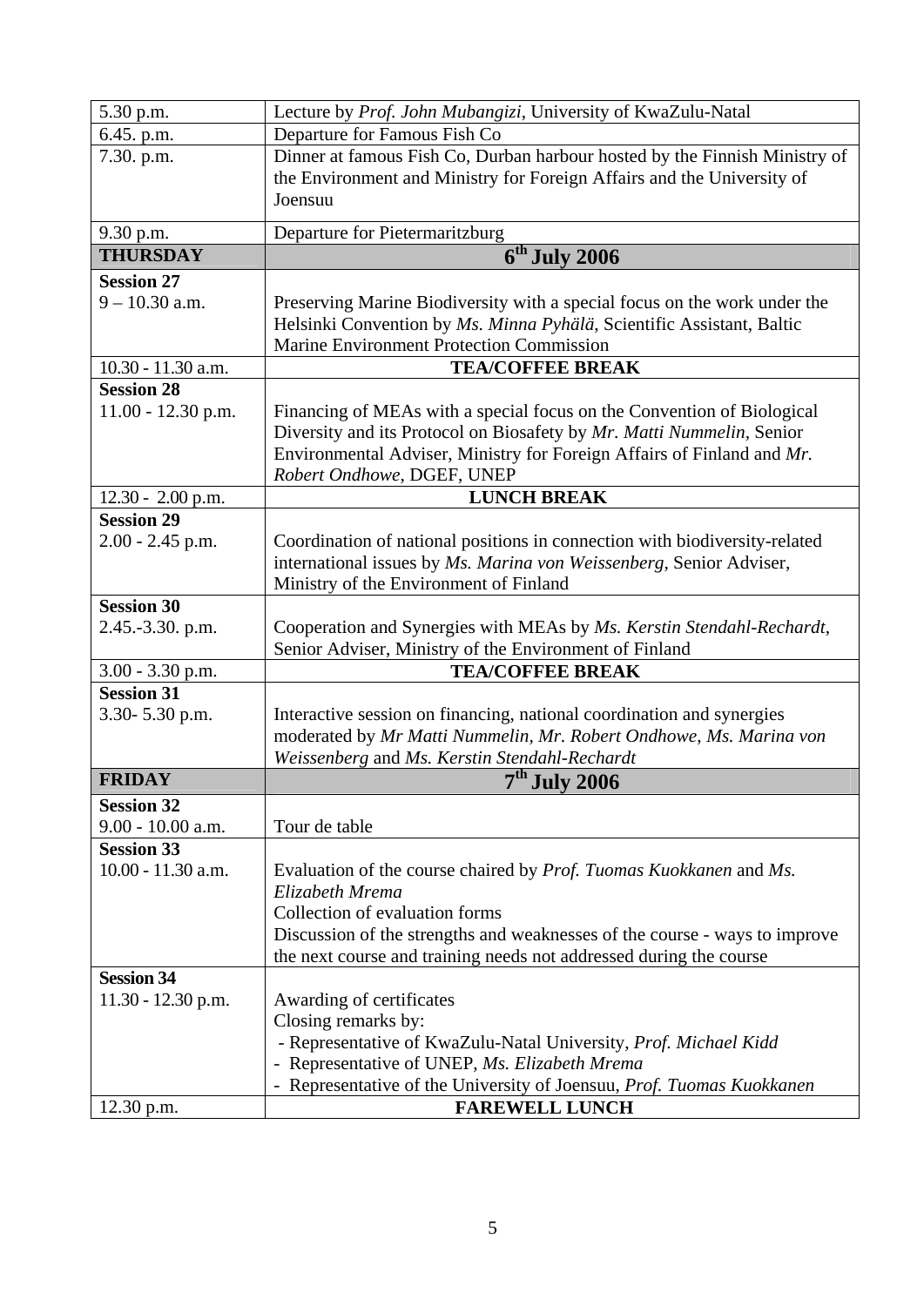| | |
|---|---|
| 5.30 p.m. | Lecture by *Prof. John Mubangizi*, University of KwaZulu-Natal |
| 6.45. p.m. | Departure for Famous Fish Co |
| 7.30. p.m. | Dinner at famous Fish Co, Durban harbour hosted by the Finnish Ministry of the Environment and Ministry for Foreign Affairs and the University of Joensuu |
| 9.30 p.m. | Departure for Pietermaritzburg |
| **THURSDAY** | **6th July 2006** |
| **Session 27**<br>9 – 10.30 a.m. | Preserving Marine Biodiversity with a special focus on the work under the Helsinki Convention by *Ms. Minna Pyhälä*, Scientific Assistant, Baltic Marine Environment Protection Commission |
| 10.30 - 11.30 a.m. | **TEA/COFFEE BREAK** |
| **Session 28**<br>11.00 - 12.30 p.m. | Financing of MEAs with a special focus on the Convention of Biological Diversity and its Protocol on Biosafety by *Mr. Matti Nummelin*, Senior Environmental Adviser, Ministry for Foreign Affairs of Finland and *Mr. Robert Ondhowe*, DGEF, UNEP |
| 12.30 - 2.00 p.m. | **LUNCH BREAK** |
| **Session 29**<br>2.00 - 2.45 p.m. | Coordination of national positions in connection with biodiversity-related international issues by *Ms. Marina von Weissenberg*, Senior Adviser, Ministry of the Environment of Finland |
| **Session 30**<br>2.45.-3.30. p.m. | Cooperation and Synergies with MEAs by *Ms. Kerstin Stendahl-Rechardt*, Senior Adviser, Ministry of the Environment of Finland |
| 3.00 - 3.30 p.m. | **TEA/COFFEE BREAK** |
| **Session 31**<br>3.30- 5.30 p.m. | Interactive session on financing, national coordination and synergies moderated by *Mr Matti Nummelin, Mr. Robert Ondhowe*, *Ms. Marina von Weissenberg* and *Ms. Kerstin Stendahl-Rechardt* |
| **FRIDAY** | **7th July 2006** |
| **Session 32**<br>9.00 - 10.00 a.m. | Tour de table |
| **Session 33**<br>10.00 - 11.30 a.m. | Evaluation of the course chaired by *Prof. Tuomas Kuokkanen* and *Ms. Elizabeth Mrema*<br>Collection of evaluation forms<br>Discussion of the strengths and weaknesses of the course - ways to improve the next course and training needs not addressed during the course |
| **Session 34**<br>11.30 - 12.30 p.m. | Awarding of certificates<br>Closing remarks by:<br>- Representative of KwaZulu-Natal University, *Prof. Michael Kidd*<br>- Representative of UNEP, *Ms. Elizabeth Mrema*<br>- Representative of the University of Joensuu, *Prof. Tuomas Kuokkanen* |
| 12.30 p.m. | **FAREWELL LUNCH** |